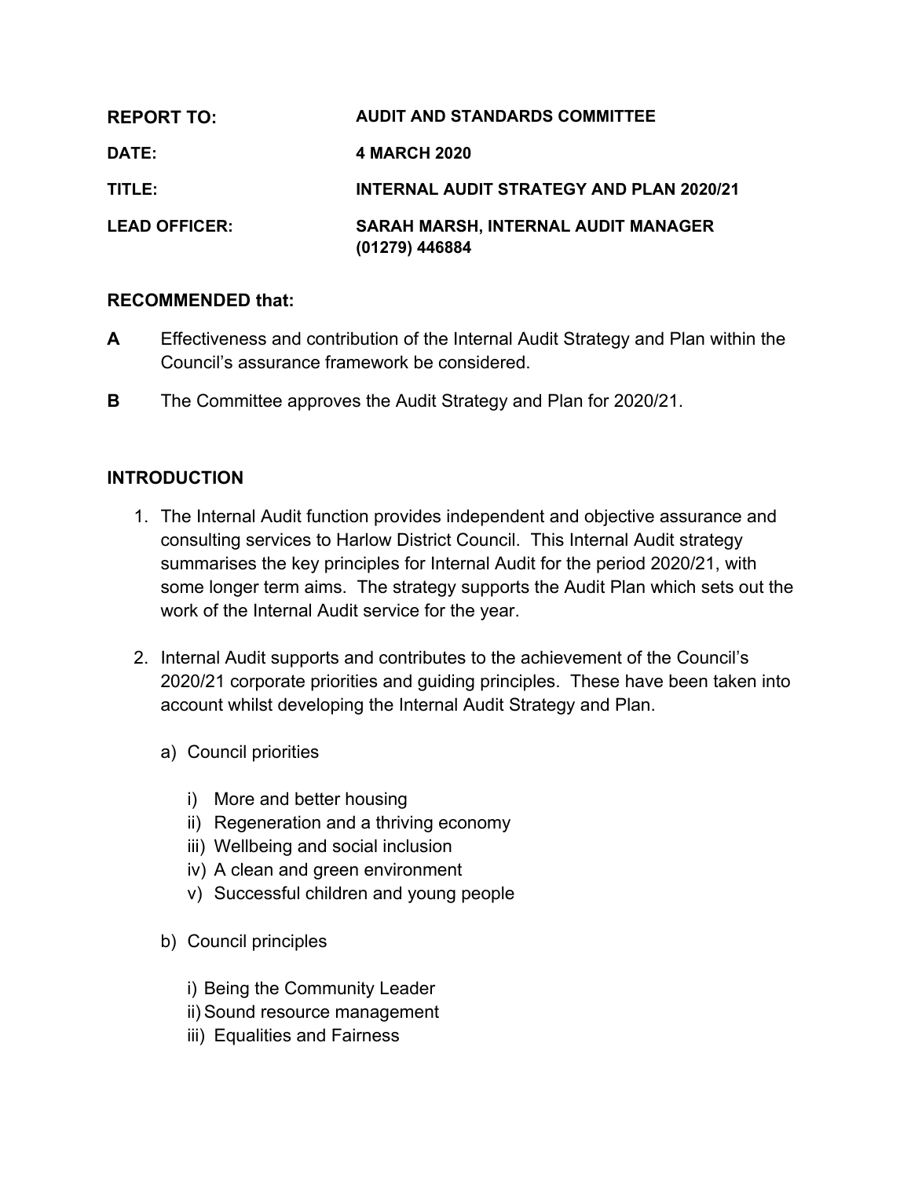| | |
|---|---|
| **REPORT TO:** | **AUDIT AND STANDARDS COMMITTEE** |
| **DATE:** | **4 MARCH 2020** |
| **TITLE:** | **INTERNAL AUDIT STRATEGY AND PLAN 2020/21** |
| **LEAD OFFICER:** | **SARAH MARSH, INTERNAL AUDIT MANAGER (01279) 446884** |

**RECOMMENDED that:**

**A** Effectiveness and contribution of the Internal Audit Strategy and Plan within the Council's assurance framework be considered.

**B** The Committee approves the Audit Strategy and Plan for 2020/21.

## INTRODUCTION

1. The Internal Audit function provides independent and objective assurance and consulting services to Harlow District Council. This Internal Audit strategy summarises the key principles for Internal Audit for the period 2020/21, with some longer term aims. The strategy supports the Audit Plan which sets out the work of the Internal Audit service for the year.

2. Internal Audit supports and contributes to the achievement of the Council's 2020/21 corporate priorities and guiding principles. These have been taken into account whilst developing the Internal Audit Strategy and Plan.

   a) Council priorities

      i) More and better housing
      ii) Regeneration and a thriving economy
      iii) Wellbeing and social inclusion
      iv) A clean and green environment
      v) Successful children and young people

   b) Council principles

      i) Being the Community Leader
      ii) Sound resource management
      iii) Equalities and Fairness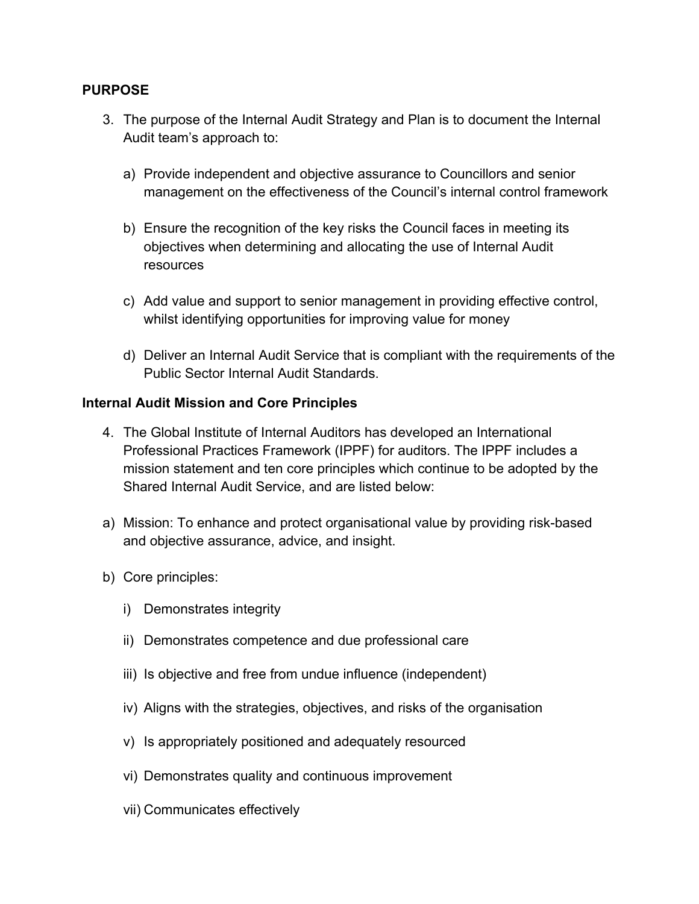**PURPOSE**

3. The purpose of the Internal Audit Strategy and Plan is to document the Internal Audit team's approach to:

    a) Provide independent and objective assurance to Councillors and senior management on the effectiveness of the Council's internal control framework

    b) Ensure the recognition of the key risks the Council faces in meeting its objectives when determining and allocating the use of Internal Audit resources

    c) Add value and support to senior management in providing effective control, whilst identifying opportunities for improving value for money

    d) Deliver an Internal Audit Service that is compliant with the requirements of the Public Sector Internal Audit Standards.

**Internal Audit Mission and Core Principles**

4. The Global Institute of Internal Auditors has developed an International Professional Practices Framework (IPPF) for auditors. The IPPF includes a mission statement and ten core principles which continue to be adopted by the Shared Internal Audit Service, and are listed below:

a) Mission: To enhance and protect organisational value by providing risk-based and objective assurance, advice, and insight.

b) Core principles:

    i) Demonstrates integrity

    ii) Demonstrates competence and due professional care

    iii) Is objective and free from undue influence (independent)

    iv) Aligns with the strategies, objectives, and risks of the organisation

    v) Is appropriately positioned and adequately resourced

    vi) Demonstrates quality and continuous improvement

    vii) Communicates effectively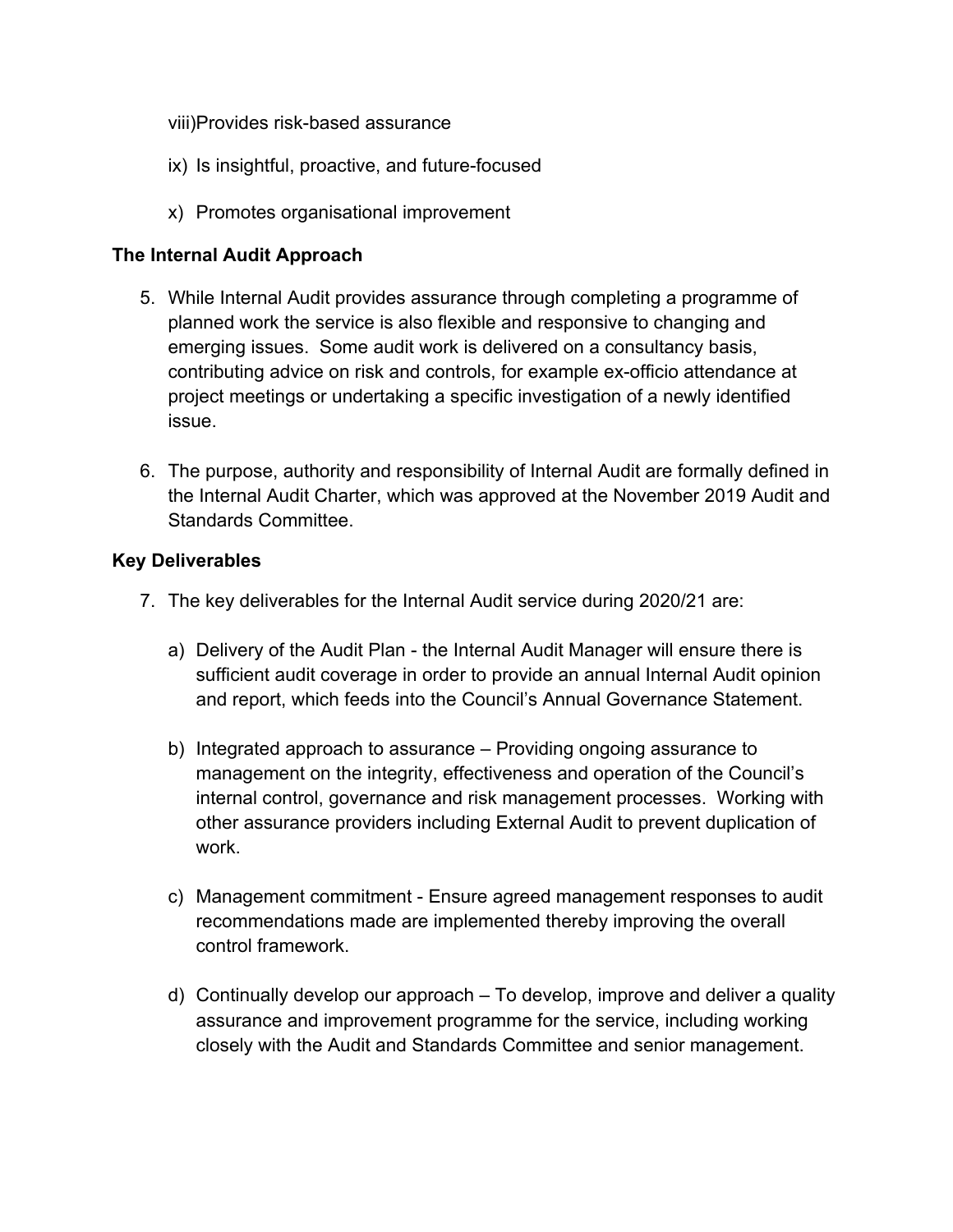viii) Provides risk-based assurance

ix) Is insightful, proactive, and future-focused

x) Promotes organisational improvement

**The Internal Audit Approach**

5. While Internal Audit provides assurance through completing a programme of planned work the service is also flexible and responsive to changing and emerging issues. Some audit work is delivered on a consultancy basis, contributing advice on risk and controls, for example ex-officio attendance at project meetings or undertaking a specific investigation of a newly identified issue.

6. The purpose, authority and responsibility of Internal Audit are formally defined in the Internal Audit Charter, which was approved at the November 2019 Audit and Standards Committee.

**Key Deliverables**

7. The key deliverables for the Internal Audit service during 2020/21 are:

   a) Delivery of the Audit Plan - the Internal Audit Manager will ensure there is sufficient audit coverage in order to provide an annual Internal Audit opinion and report, which feeds into the Council's Annual Governance Statement.

   b) Integrated approach to assurance – Providing ongoing assurance to management on the integrity, effectiveness and operation of the Council's internal control, governance and risk management processes. Working with other assurance providers including External Audit to prevent duplication of work.

   c) Management commitment - Ensure agreed management responses to audit recommendations made are implemented thereby improving the overall control framework.

   d) Continually develop our approach – To develop, improve and deliver a quality assurance and improvement programme for the service, including working closely with the Audit and Standards Committee and senior management.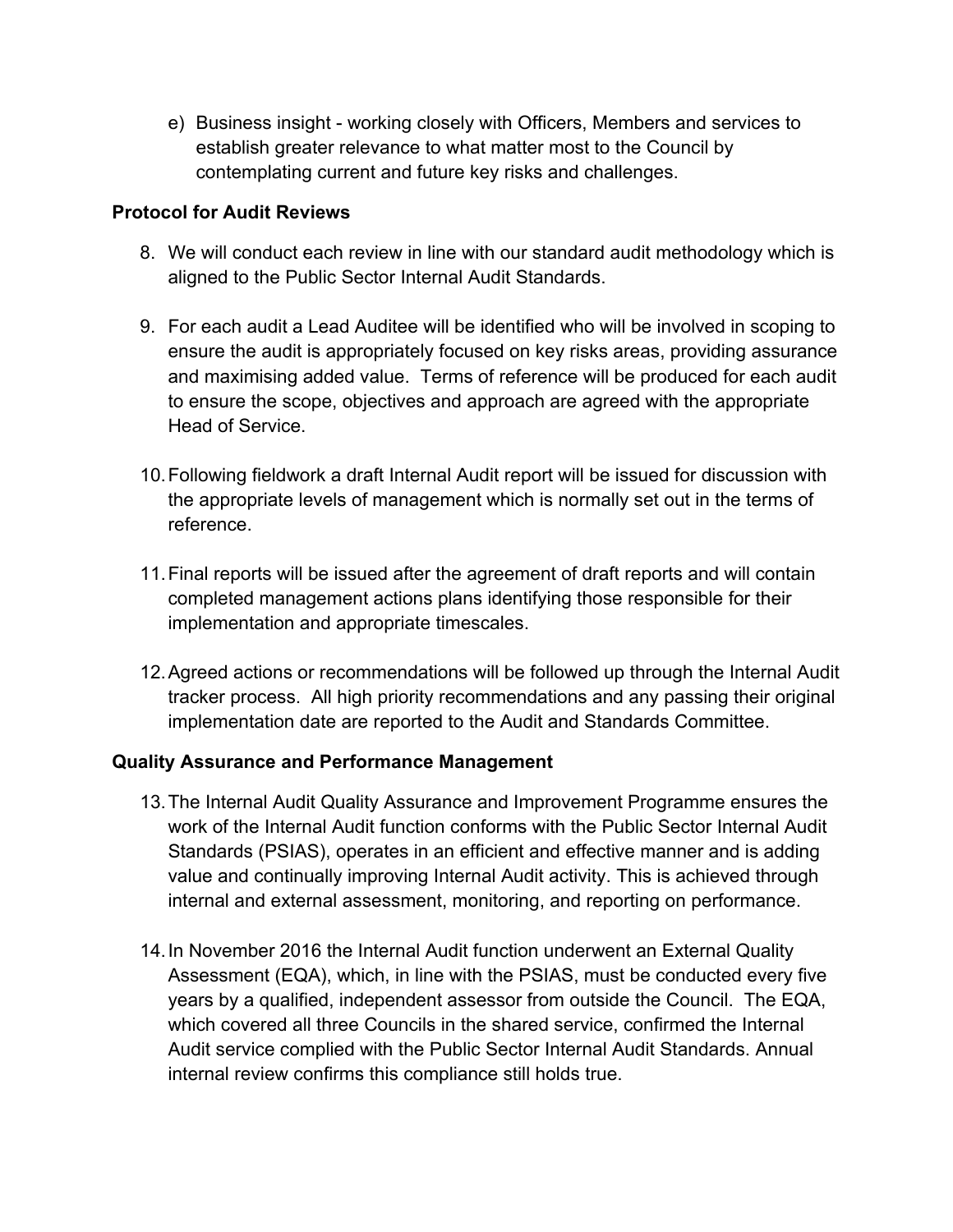e) Business insight - working closely with Officers, Members and services to establish greater relevance to what matter most to the Council by contemplating current and future key risks and challenges.

**Protocol for Audit Reviews**

8. We will conduct each review in line with our standard audit methodology which is aligned to the Public Sector Internal Audit Standards.

9. For each audit a Lead Auditee will be identified who will be involved in scoping to ensure the audit is appropriately focused on key risks areas, providing assurance and maximising added value. Terms of reference will be produced for each audit to ensure the scope, objectives and approach are agreed with the appropriate Head of Service.

10. Following fieldwork a draft Internal Audit report will be issued for discussion with the appropriate levels of management which is normally set out in the terms of reference.

11. Final reports will be issued after the agreement of draft reports and will contain completed management actions plans identifying those responsible for their implementation and appropriate timescales.

12. Agreed actions or recommendations will be followed up through the Internal Audit tracker process. All high priority recommendations and any passing their original implementation date are reported to the Audit and Standards Committee.

**Quality Assurance and Performance Management**

13. The Internal Audit Quality Assurance and Improvement Programme ensures the work of the Internal Audit function conforms with the Public Sector Internal Audit Standards (PSIAS), operates in an efficient and effective manner and is adding value and continually improving Internal Audit activity. This is achieved through internal and external assessment, monitoring, and reporting on performance.

14. In November 2016 the Internal Audit function underwent an External Quality Assessment (EQA), which, in line with the PSIAS, must be conducted every five years by a qualified, independent assessor from outside the Council. The EQA, which covered all three Councils in the shared service, confirmed the Internal Audit service complied with the Public Sector Internal Audit Standards. Annual internal review confirms this compliance still holds true.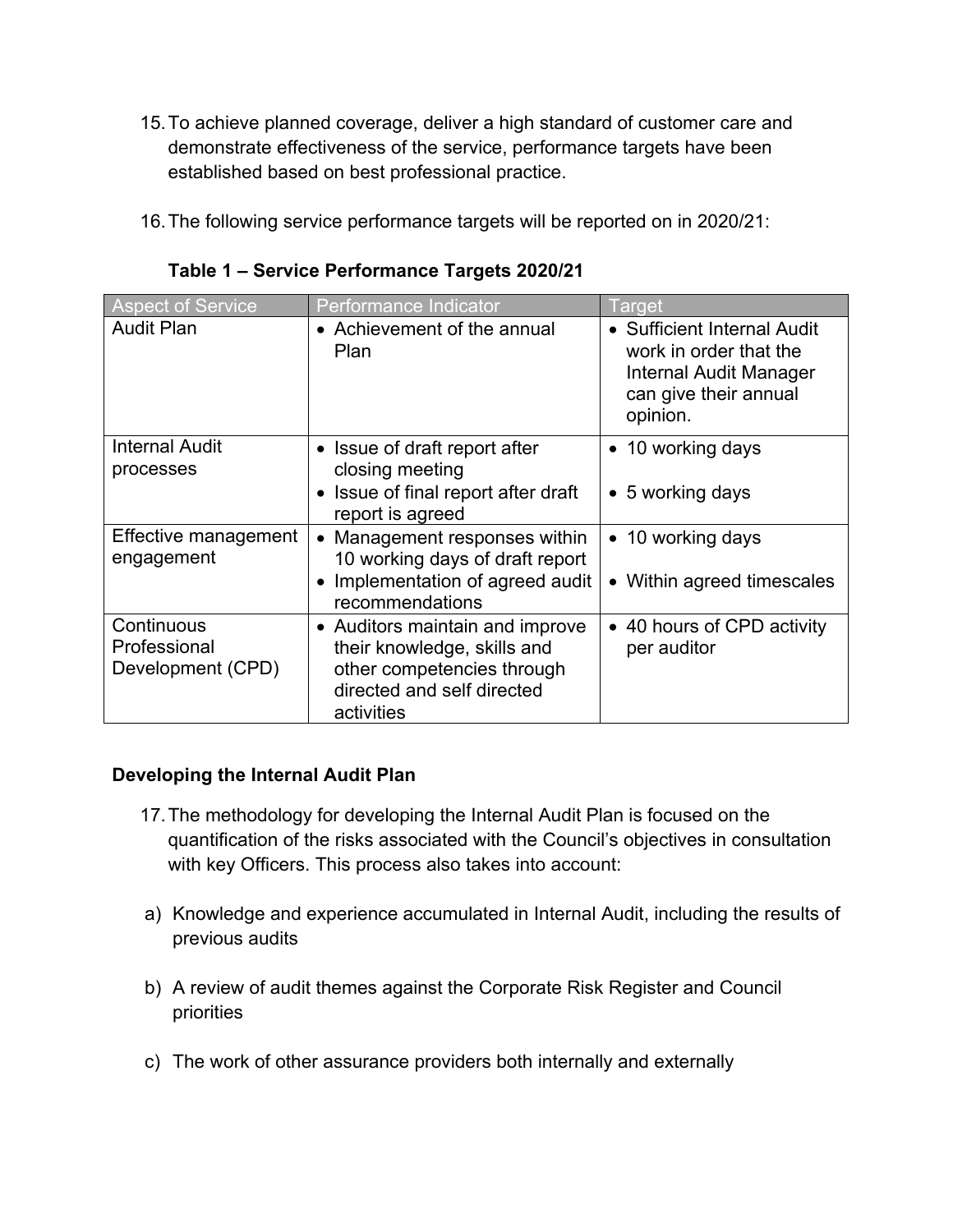15. To achieve planned coverage, deliver a high standard of customer care and demonstrate effectiveness of the service, performance targets have been established based on best professional practice.

16. The following service performance targets will be reported on in 2020/21:

**Table 1 – Service Performance Targets 2020/21**

| Aspect of Service | Performance Indicator | Target |
|---|---|---|
| Audit Plan | • Achievement of the annual Plan | • Sufficient Internal Audit work in order that the Internal Audit Manager can give their annual opinion. |
| Internal Audit processes | • Issue of draft report after closing meeting<br>• Issue of final report after draft report is agreed | • 10 working days<br>• 5 working days |
| Effective management engagement | • Management responses within 10 working days of draft report<br>• Implementation of agreed audit recommendations | • 10 working days<br>• Within agreed timescales |
| Continuous Professional Development (CPD) | • Auditors maintain and improve their knowledge, skills and other competencies through directed and self directed activities | • 40 hours of CPD activity per auditor |

**Developing the Internal Audit Plan**

17. The methodology for developing the Internal Audit Plan is focused on the quantification of the risks associated with the Council's objectives in consultation with key Officers. This process also takes into account:

a) Knowledge and experience accumulated in Internal Audit, including the results of previous audits

b) A review of audit themes against the Corporate Risk Register and Council priorities

c) The work of other assurance providers both internally and externally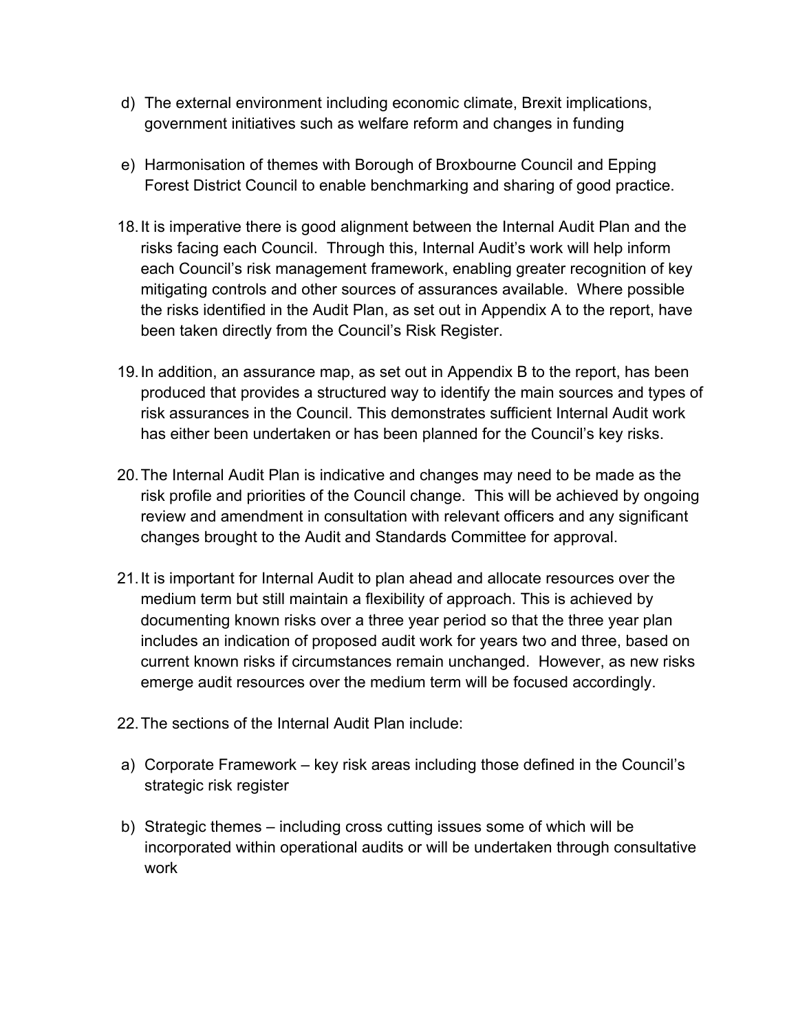d) The external environment including economic climate, Brexit implications, government initiatives such as welfare reform and changes in funding

e) Harmonisation of themes with Borough of Broxbourne Council and Epping Forest District Council to enable benchmarking and sharing of good practice.

18. It is imperative there is good alignment between the Internal Audit Plan and the risks facing each Council. Through this, Internal Audit's work will help inform each Council's risk management framework, enabling greater recognition of key mitigating controls and other sources of assurances available. Where possible the risks identified in the Audit Plan, as set out in Appendix A to the report, have been taken directly from the Council's Risk Register.

19. In addition, an assurance map, as set out in Appendix B to the report, has been produced that provides a structured way to identify the main sources and types of risk assurances in the Council. This demonstrates sufficient Internal Audit work has either been undertaken or has been planned for the Council's key risks.

20. The Internal Audit Plan is indicative and changes may need to be made as the risk profile and priorities of the Council change. This will be achieved by ongoing review and amendment in consultation with relevant officers and any significant changes brought to the Audit and Standards Committee for approval.

21. It is important for Internal Audit to plan ahead and allocate resources over the medium term but still maintain a flexibility of approach. This is achieved by documenting known risks over a three year period so that the three year plan includes an indication of proposed audit work for years two and three, based on current known risks if circumstances remain unchanged. However, as new risks emerge audit resources over the medium term will be focused accordingly.

22. The sections of the Internal Audit Plan include:

a) Corporate Framework – key risk areas including those defined in the Council's strategic risk register

b) Strategic themes – including cross cutting issues some of which will be incorporated within operational audits or will be undertaken through consultative work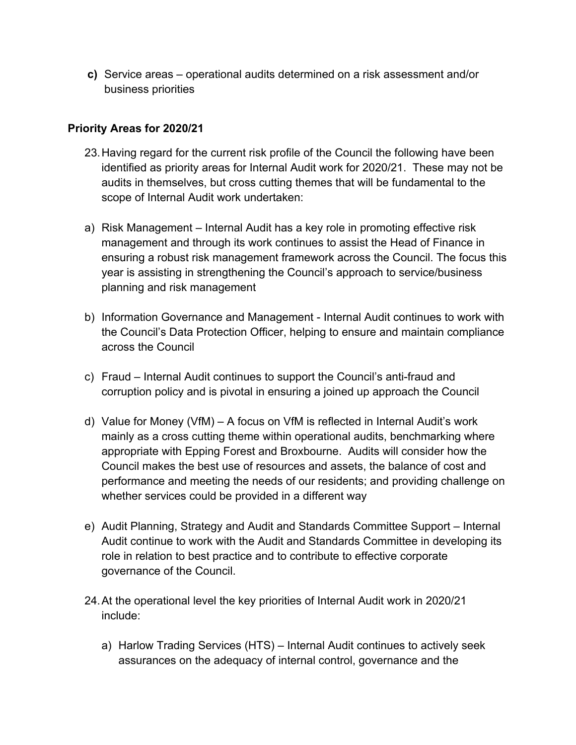**c)** Service areas – operational audits determined on a risk assessment and/or business priorities

### Priority Areas for 2020/21

23. Having regard for the current risk profile of the Council the following have been identified as priority areas for Internal Audit work for 2020/21. These may not be audits in themselves, but cross cutting themes that will be fundamental to the scope of Internal Audit work undertaken:

a) Risk Management – Internal Audit has a key role in promoting effective risk management and through its work continues to assist the Head of Finance in ensuring a robust risk management framework across the Council. The focus this year is assisting in strengthening the Council's approach to service/business planning and risk management

b) Information Governance and Management - Internal Audit continues to work with the Council's Data Protection Officer, helping to ensure and maintain compliance across the Council

c) Fraud – Internal Audit continues to support the Council's anti-fraud and corruption policy and is pivotal in ensuring a joined up approach the Council

d) Value for Money (VfM) – A focus on VfM is reflected in Internal Audit's work mainly as a cross cutting theme within operational audits, benchmarking where appropriate with Epping Forest and Broxbourne. Audits will consider how the Council makes the best use of resources and assets, the balance of cost and performance and meeting the needs of our residents; and providing challenge on whether services could be provided in a different way

e) Audit Planning, Strategy and Audit and Standards Committee Support – Internal Audit continue to work with the Audit and Standards Committee in developing its role in relation to best practice and to contribute to effective corporate governance of the Council.

24. At the operational level the key priorities of Internal Audit work in 2020/21 include:

    a) Harlow Trading Services (HTS) – Internal Audit continues to actively seek assurances on the adequacy of internal control, governance and the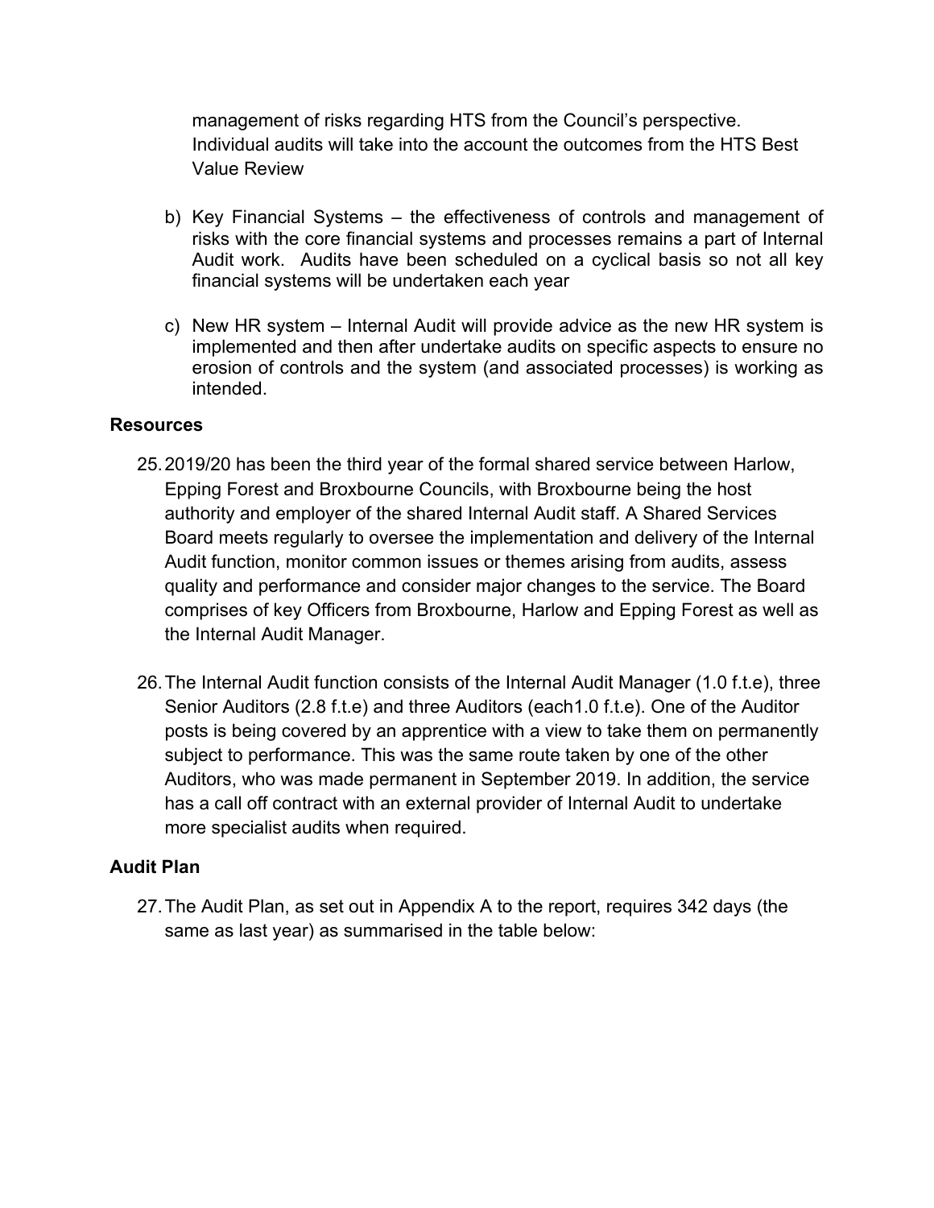management of risks regarding HTS from the Council's perspective. Individual audits will take into the account the outcomes from the HTS Best Value Review

b) Key Financial Systems – the effectiveness of controls and management of risks with the core financial systems and processes remains a part of Internal Audit work. Audits have been scheduled on a cyclical basis so not all key financial systems will be undertaken each year

c) New HR system – Internal Audit will provide advice as the new HR system is implemented and then after undertake audits on specific aspects to ensure no erosion of controls and the system (and associated processes) is working as intended.

## Resources

25. 2019/20 has been the third year of the formal shared service between Harlow, Epping Forest and Broxbourne Councils, with Broxbourne being the host authority and employer of the shared Internal Audit staff. A Shared Services Board meets regularly to oversee the implementation and delivery of the Internal Audit function, monitor common issues or themes arising from audits, assess quality and performance and consider major changes to the service. The Board comprises of key Officers from Broxbourne, Harlow and Epping Forest as well as the Internal Audit Manager.

26. The Internal Audit function consists of the Internal Audit Manager (1.0 f.t.e), three Senior Auditors (2.8 f.t.e) and three Auditors (each1.0 f.t.e). One of the Auditor posts is being covered by an apprentice with a view to take them on permanently subject to performance. This was the same route taken by one of the other Auditors, who was made permanent in September 2019. In addition, the service has a call off contract with an external provider of Internal Audit to undertake more specialist audits when required.

## Audit Plan

27. The Audit Plan, as set out in Appendix A to the report, requires 342 days (the same as last year) as summarised in the table below: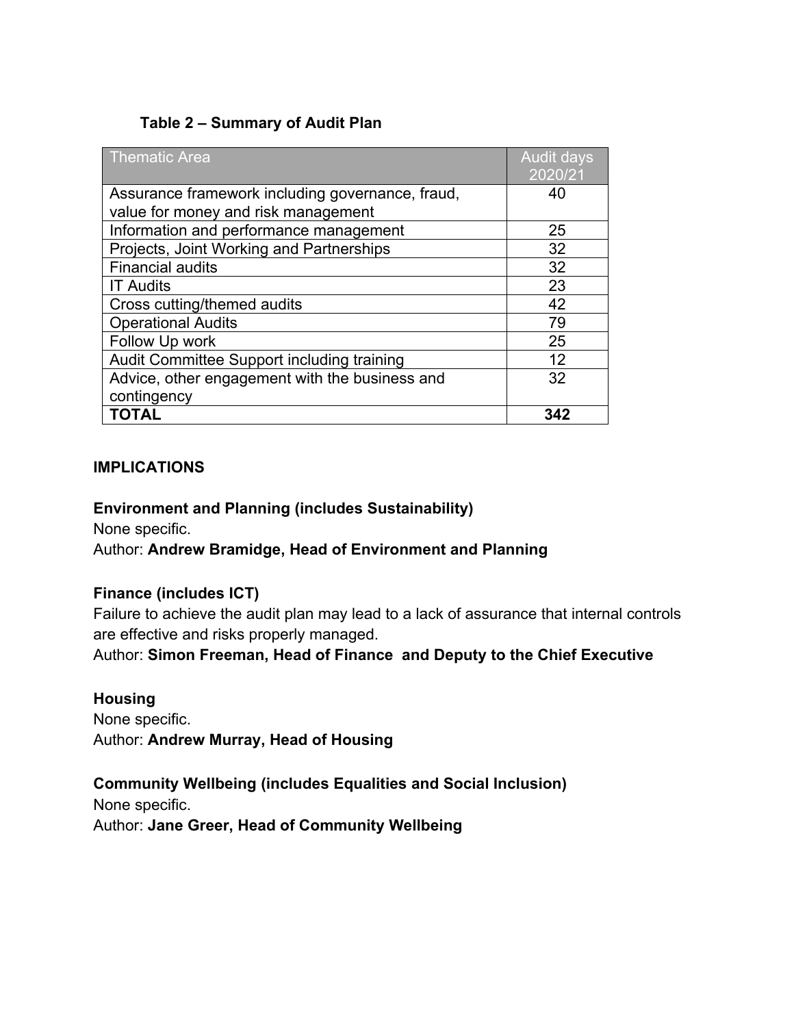**Table 2 – Summary of Audit Plan**

| Thematic Area | Audit days 2020/21 |
|---|---|
| Assurance framework including governance, fraud, value for money and risk management | 40 |
| Information and performance management | 25 |
| Projects, Joint Working and Partnerships | 32 |
| Financial audits | 32 |
| IT Audits | 23 |
| Cross cutting/themed audits | 42 |
| Operational Audits | 79 |
| Follow Up work | 25 |
| Audit Committee Support including training | 12 |
| Advice, other engagement with the business and contingency | 32 |
| **TOTAL** | **342** |

**IMPLICATIONS**

**Environment and Planning (includes Sustainability)**
None specific.
Author: **Andrew Bramidge, Head of Environment and Planning**

**Finance (includes ICT)**
Failure to achieve the audit plan may lead to a lack of assurance that internal controls are effective and risks properly managed.
Author: **Simon Freeman, Head of Finance and Deputy to the Chief Executive**

**Housing**
None specific.
Author: **Andrew Murray, Head of Housing**

**Community Wellbeing (includes Equalities and Social Inclusion)**
None specific.
Author: **Jane Greer, Head of Community Wellbeing**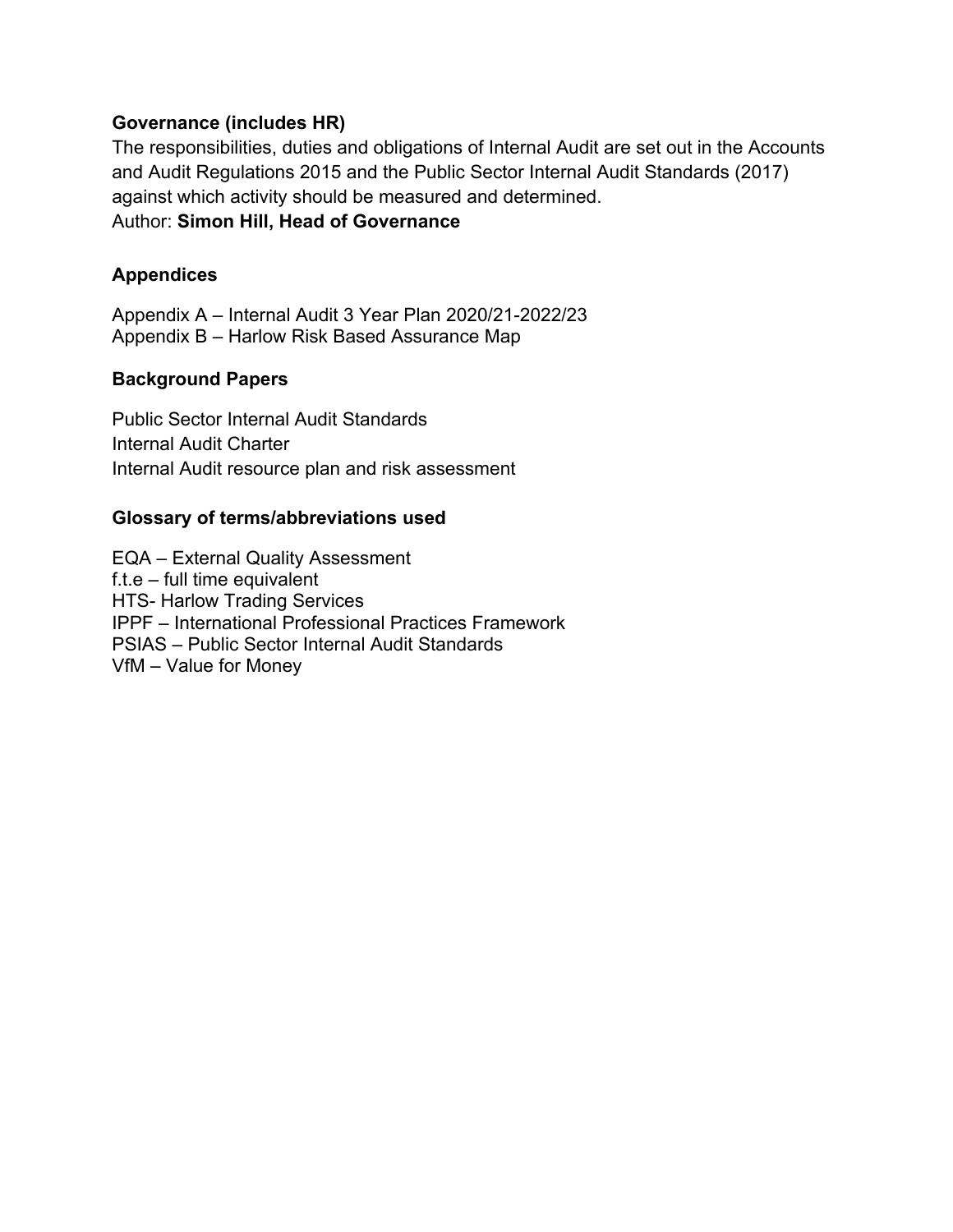**Governance (includes HR)**

The responsibilities, duties and obligations of Internal Audit are set out in the Accounts and Audit Regulations 2015 and the Public Sector Internal Audit Standards (2017) against which activity should be measured and determined.

Author: **Simon Hill, Head of Governance**

## Appendices

Appendix A – Internal Audit 3 Year Plan 2020/21-2022/23
Appendix B – Harlow Risk Based Assurance Map

## Background Papers

Public Sector Internal Audit Standards
Internal Audit Charter
Internal Audit resource plan and risk assessment

## Glossary of terms/abbreviations used

EQA – External Quality Assessment
f.t.e – full time equivalent
HTS- Harlow Trading Services
IPPF – International Professional Practices Framework
PSIAS – Public Sector Internal Audit Standards
VfM – Value for Money